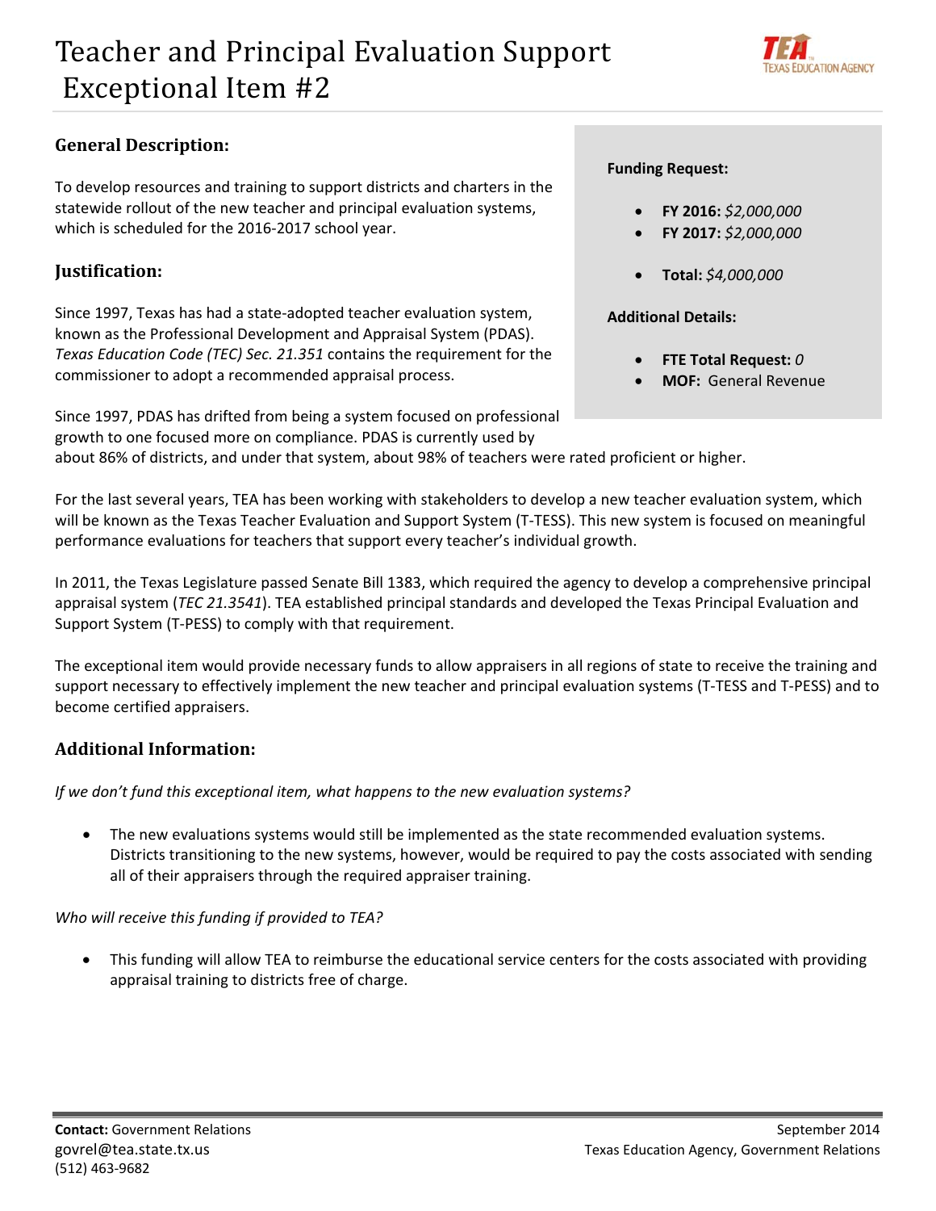# Teacher and Principal Evaluation Support
# Exceptional Item #2

**Funding Request:**

- **FY 2016:** *$2,000,000*
- **FY 2017:** *$2,000,000*
- **Total:** *$4,000,000*

**Additional Details:**

- **FTE Total Request:** *0*
- **MOF:** General Revenue

## General Description:

To develop resources and training to support districts and charters in the statewide rollout of the new teacher and principal evaluation systems, which is scheduled for the 2016-2017 school year.

## Justification:

Since 1997, Texas has had a state-adopted teacher evaluation system, known as the Professional Development and Appraisal System (PDAS). *Texas Education Code (TEC) Sec. 21.351* contains the requirement for the commissioner to adopt a recommended appraisal process.

Since 1997, PDAS has drifted from being a system focused on professional growth to one focused more on compliance. PDAS is currently used by about 86% of districts, and under that system, about 98% of teachers were rated proficient or higher.

For the last several years, TEA has been working with stakeholders to develop a new teacher evaluation system, which will be known as the Texas Teacher Evaluation and Support System (T-TESS). This new system is focused on meaningful performance evaluations for teachers that support every teacher's individual growth.

In 2011, the Texas Legislature passed Senate Bill 1383, which required the agency to develop a comprehensive principal appraisal system (*TEC 21.3541*). TEA established principal standards and developed the Texas Principal Evaluation and Support System (T-PESS) to comply with that requirement.

The exceptional item would provide necessary funds to allow appraisers in all regions of state to receive the training and support necessary to effectively implement the new teacher and principal evaluation systems (T-TESS and T-PESS) and to become certified appraisers.

## Additional Information:

*If we don't fund this exceptional item, what happens to the new evaluation systems?*

- The new evaluations systems would still be implemented as the state recommended evaluation systems. Districts transitioning to the new systems, however, would be required to pay the costs associated with sending all of their appraisers through the required appraiser training.

*Who will receive this funding if provided to TEA?*

- This funding will allow TEA to reimburse the educational service centers for the costs associated with providing appraisal training to districts free of charge.

**Contact:** Government Relations
govrel@tea.state.tx.us
(512) 463-9682

September 2014
Texas Education Agency, Government Relations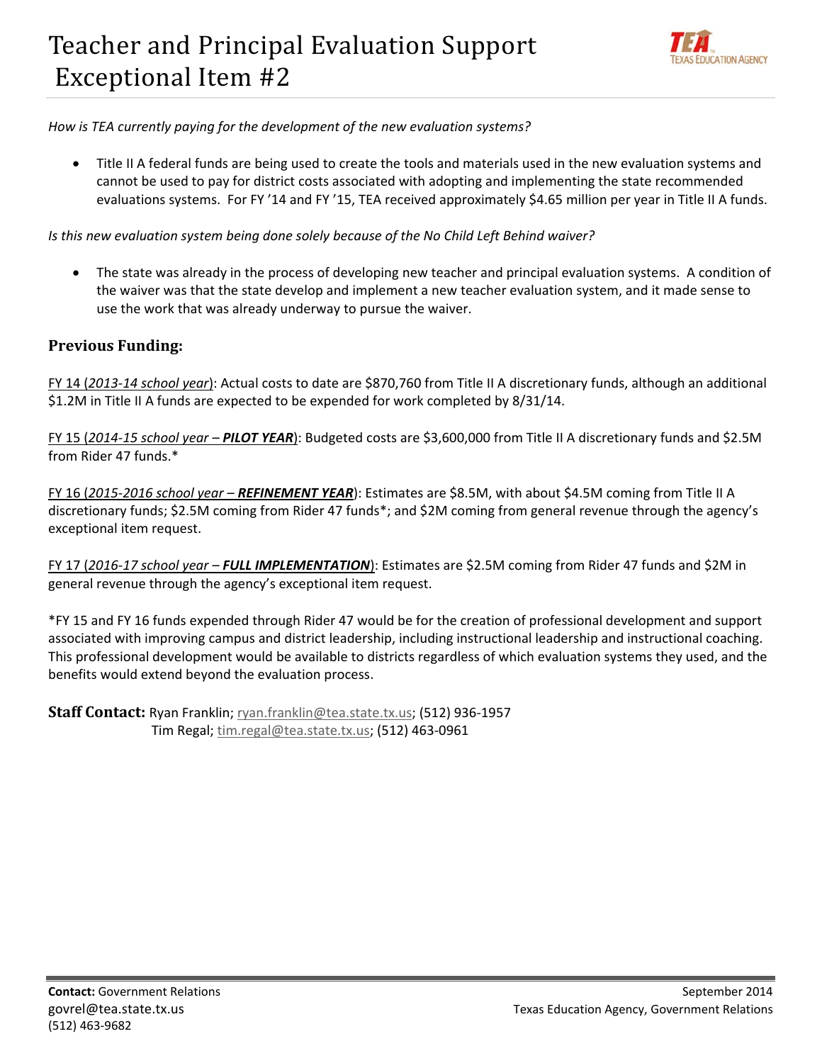# Teacher and Principal Evaluation Support Exceptional Item #2

*How is TEA currently paying for the development of the new evaluation systems?*

- Title II A federal funds are being used to create the tools and materials used in the new evaluation systems and cannot be used to pay for district costs associated with adopting and implementing the state recommended evaluations systems. For FY '14 and FY '15, TEA received approximately $4.65 million per year in Title II A funds.

*Is this new evaluation system being done solely because of the No Child Left Behind waiver?*

- The state was already in the process of developing new teacher and principal evaluation systems. A condition of the waiver was that the state develop and implement a new teacher evaluation system, and it made sense to use the work that was already underway to pursue the waiver.

### Previous Funding:

FY 14 (*2013-14 school year*): Actual costs to date are $870,760 from Title II A discretionary funds, although an additional $1.2M in Title II A funds are expected to be expended for work completed by 8/31/14.

FY 15 (*2014-15 school year – **PILOT YEAR***): Budgeted costs are $3,600,000 from Title II A discretionary funds and $2.5M from Rider 47 funds.*

FY 16 (*2015-2016 school year – **REFINEMENT YEAR***): Estimates are $8.5M, with about $4.5M coming from Title II A discretionary funds; $2.5M coming from Rider 47 funds*; and $2M coming from general revenue through the agency's exceptional item request.

FY 17 (*2016-17 school year – **FULL IMPLEMENTATION***): Estimates are $2.5M coming from Rider 47 funds and $2M in general revenue through the agency's exceptional item request.

*FY 15 and FY 16 funds expended through Rider 47 would be for the creation of professional development and support associated with improving campus and district leadership, including instructional leadership and instructional coaching. This professional development would be available to districts regardless of which evaluation systems they used, and the benefits would extend beyond the evaluation process.

**Staff Contact:** Ryan Franklin; ryan.franklin@tea.state.tx.us; (512) 936-1957
Tim Regal; tim.regal@tea.state.tx.us; (512) 463-0961

**Contact:** Government Relations
govrel@tea.state.tx.us
(512) 463-9682

September 2014
Texas Education Agency, Government Relations